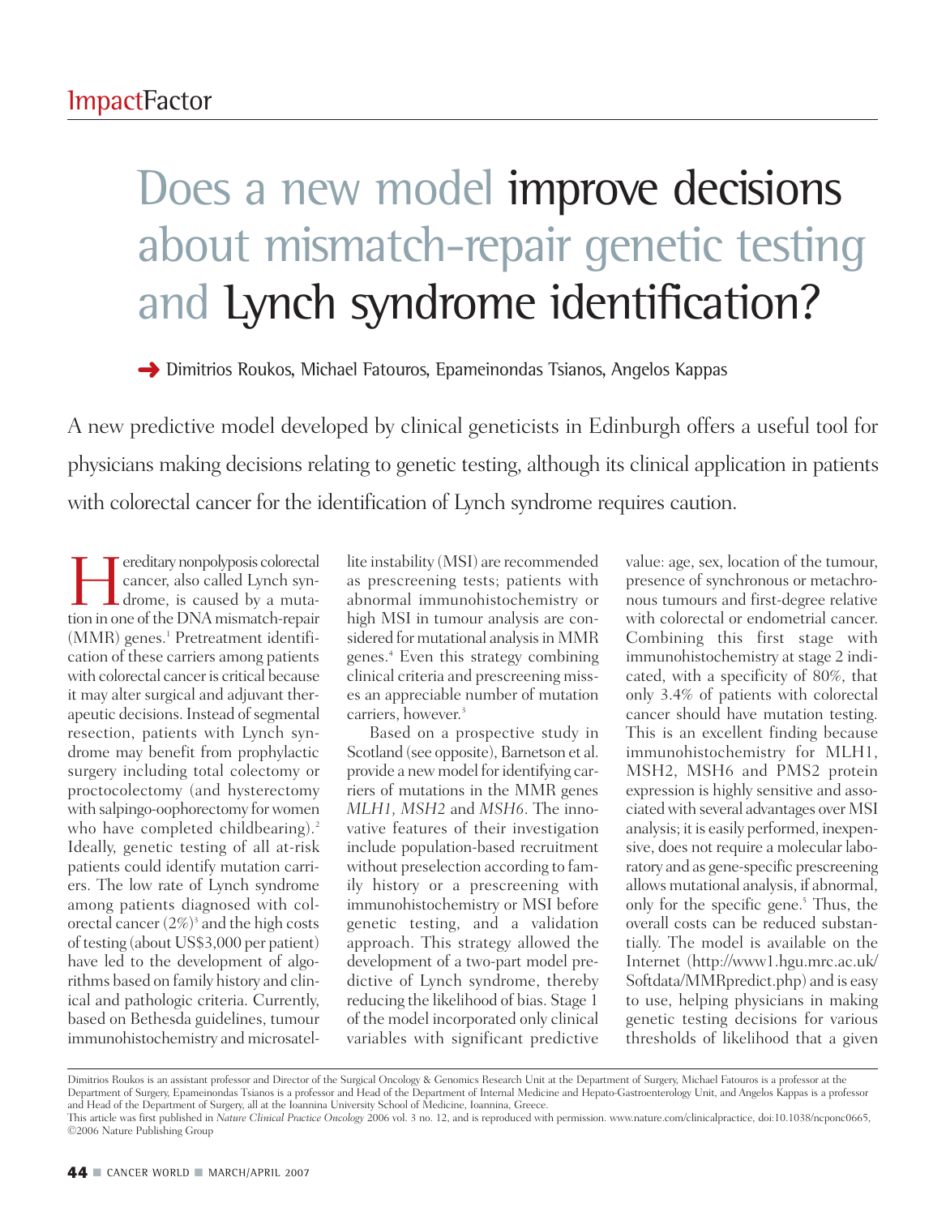# Does a new model improve decisions about mismatch-repair genetic testing and Lynch syndrome identification?

➜ Dimitrios Roukos, Michael Fatouros, Epameinondas Tsianos, Angelos Kappas

A new predictive model developed by clinical geneticists in Edinburgh offers a useful tool for physicians making decisions relating to genetic testing, although its clinical application in patients with colorectal cancer for the identification of Lynch syndrome requires caution.

Hereditary nonpolyposis colorectal cancer, also called Lynch syndrome, is caused by a mutation in one of the DNA mismatch-repair (MMR) genes.[1] Pretreatment identification of these carriers among patients with colorectal cancer is critical because it may alter surgical and adjuvant therapeutic decisions. Instead of segmental resection, patients with Lynch syndrome may benefit from prophylactic surgery including total colectomy or proctocolectomy (and hysterectomy with salpingo-oophorectomy for women who have completed childbearing).[2] Ideally, genetic testing of all at-risk patients could identify mutation carriers. The low rate of Lynch syndrome among patients diagnosed with colorectal cancer (2%)[3] and the high costs of testing (about US$3,000 per patient) have led to the development of algorithms based on family history and clinical and pathologic criteria. Currently, based on Bethesda guidelines, tumour immunohistochemistry and microsatellite instability (MSI) are recommended as prescreening tests; patients with abnormal immunohistochemistry or high MSI in tumour analysis are considered for mutational analysis in MMR genes.[4] Even this strategy combining clinical criteria and prescreening misses an appreciable number of mutation carriers, however.[3]

Based on a prospective study in Scotland (see opposite), Barnetson et al. provide a new model for identifying carriers of mutations in the MMR genes *MLH1, MSH2* and *MSH6*. The innovative features of their investigation include population-based recruitment without preselection according to family history or a prescreening with immunohistochemistry or MSI before genetic testing, and a validation approach. This strategy allowed the development of a two-part model predictive of Lynch syndrome, thereby reducing the likelihood of bias. Stage 1 of the model incorporated only clinical variables with significant predictive value: age, sex, location of the tumour, presence of synchronous or metachronous tumours and first-degree relative with colorectal or endometrial cancer. Combining this first stage with immunohistochemistry at stage 2 indicated, with a specificity of 80%, that only 3.4% of patients with colorectal cancer should have mutation testing. This is an excellent finding because immunohistochemistry for MLH1, MSH2, MSH6 and PMS2 protein expression is highly sensitive and associated with several advantages over MSI analysis; it is easily performed, inexpensive, does not require a molecular laboratory and as gene-specific prescreening allows mutational analysis, if abnormal, only for the specific gene.[5] Thus, the overall costs can be reduced substantially. The model is available on the Internet (http://www1.hgu.mrc.ac.uk/Softdata/MMRpredict.php) and is easy to use, helping physicians in making genetic testing decisions for various thresholds of likelihood that a given

Dimitrios Roukos is an assistant professor and Director of the Surgical Oncology & Genomics Research Unit at the Department of Surgery, Michael Fatouros is a professor at the Department of Surgery, Epameinondas Tsianos is a professor and Head of the Department of Internal Medicine and Hepato-Gastroenterology Unit, and Angelos Kappas is a professor and Head of the Department of Surgery, all at the Ioannina University School of Medicine, Ioannina, Greece.

This article was first published in *Nature Clinical Practice Oncology* 2006 vol. 3 no. 12, and is reproduced with permission. www.nature.com/clinicalpractice, doi:10.1038/ncponc0665, ©2006 Nature Publishing Group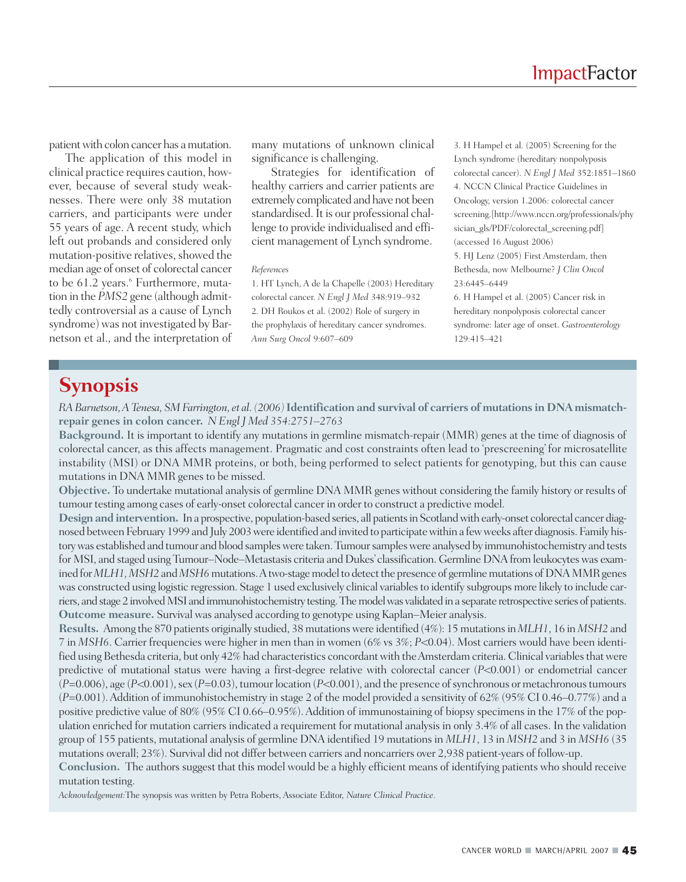patient with colon cancer has a mutation.

The application of this model in clinical practice requires caution, however, because of several study weaknesses. There were only 38 mutation carriers, and participants were under 55 years of age. A recent study, which left out probands and considered only mutation-positive relatives, showed the median age of onset of colorectal cancer to be 61.2 years.[6] Furthermore, mutation in the *PMS2* gene (although admittedly controversial as a cause of Lynch syndrome) was not investigated by Barnetson et al., and the interpretation of many mutations of unknown clinical significance is challenging.

Strategies for identification of healthy carriers and carrier patients are extremely complicated and have not been standardised. It is our professional challenge to provide individualised and efficient management of Lynch syndrome.

*References*

1. HT Lynch, A de la Chapelle (2003) Hereditary colorectal cancer. *N Engl J Med* 348:919–932
2. DH Roukos et al. (2002) Role of surgery in the prophylaxis of hereditary cancer syndromes. *Ann Surg Oncol* 9:607–609
3. H Hampel et al. (2005) Screening for the Lynch syndrome (hereditary nonpolyposis colorectal cancer). *N Engl J Med* 352:1851–1860
4. NCCN Clinical Practice Guidelines in Oncology, version 1.2006: colorectal cancer screening.[http://www.nccn.org/professionals/physician_gls/PDF/colorectal_screening.pdf] (accessed 16 August 2006)
5. HJ Lenz (2005) First Amsterdam, then Bethesda, now Melbourne? *J Clin Oncol* 23:6445–6449
6. H Hampel et al. (2005) Cancer risk in hereditary nonpolyposis colorectal cancer syndrome: later age of onset. *Gastroenterology* 129:415–421

## Synopsis

*RA Barnetson, A Tenesa, SM Farrington, et al. (2006)* **Identification and survival of carriers of mutations in DNA mismatch-repair genes in colon cancer.** *N Engl J Med 354:2751–2763*

**Background.** It is important to identify any mutations in germline mismatch-repair (MMR) genes at the time of diagnosis of colorectal cancer, as this affects management. Pragmatic and cost constraints often lead to 'prescreening' for microsatellite instability (MSI) or DNA MMR proteins, or both, being performed to select patients for genotyping, but this can cause mutations in DNA MMR genes to be missed.

**Objective.** To undertake mutational analysis of germline DNA MMR genes without considering the family history or results of tumour testing among cases of early-onset colorectal cancer in order to construct a predictive model.

**Design and intervention.** In a prospective, population-based series, all patients in Scotland with early-onset colorectal cancer diagnosed between February 1999 and July 2003 were identified and invited to participate within a few weeks after diagnosis. Family history was established and tumour and blood samples were taken. Tumour samples were analysed by immunohistochemistry and tests for MSI, and staged using Tumour–Node–Metastasis criteria and Dukes' classification. Germline DNA from leukocytes was examined for *MLH1, MSH2* and *MSH6* mutations. A two-stage model to detect the presence of germline mutations of DNA MMR genes was constructed using logistic regression. Stage 1 used exclusively clinical variables to identify subgroups more likely to include carriers, and stage 2 involved MSI and immunohistochemistry testing. The model was validated in a separate retrospective series of patients.

**Outcome measure.** Survival was analysed according to genotype using Kaplan–Meier analysis.

**Results.** Among the 870 patients originally studied, 38 mutations were identified (4%): 15 mutations in *MLH1*, 16 in *MSH2* and 7 in *MSH6*. Carrier frequencies were higher in men than in women (6% vs 3%; $P<0.04$). Most carriers would have been identified using Bethesda criteria, but only 42% had characteristics concordant with the Amsterdam criteria. Clinical variables that were predictive of mutational status were having a first-degree relative with colorectal cancer ($P<0.001$) or endometrial cancer ($P=0.006$), age ($P<0.001$), sex ($P=0.03$), tumour location ($P<0.001$), and the presence of synchronous or metachronous tumours ($P=0.001$). Addition of immunohistochemistry in stage 2 of the model provided a sensitivity of 62% (95% CI 0.46–0.77%) and a positive predictive value of 80% (95% CI 0.66–0.95%). Addition of immunostaining of biopsy specimens in the 17% of the population enriched for mutation carriers indicated a requirement for mutational analysis in only 3.4% of all cases. In the validation group of 155 patients, mutational analysis of germline DNA identified 19 mutations in *MLH1*, 13 in *MSH2* and 3 in *MSH6* (35 mutations overall; 23%). Survival did not differ between carriers and noncarriers over 2,938 patient-years of follow-up.

**Conclusion.** The authors suggest that this model would be a highly efficient means of identifying patients who should receive mutation testing.

*Acknowledgement:* The synopsis was written by Petra Roberts, Associate Editor, *Nature Clinical Practice*.